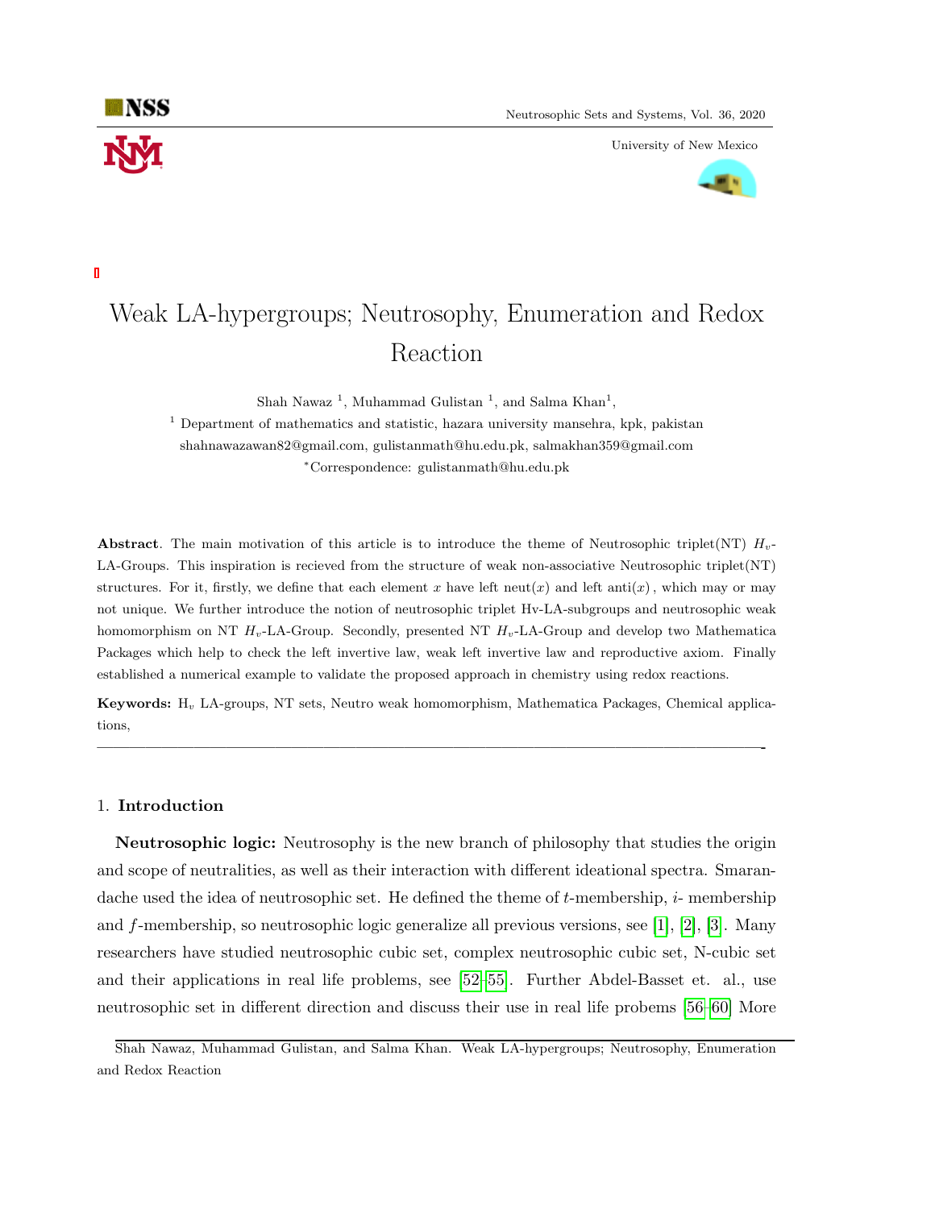# Weak LA-hypergroups; Neutrosophy, Enumeration and Redox Reaction

Shah Nawaz [1], Muhammad Gulistan [1], and Salma Khan[1],

[1] Department of mathematics and statistic, hazara university mansehra, kpk, pakistan
shahnawazawan82@gmail.com, gulistanmath@hu.edu.pk, salmakhan359@gmail.com
*Correspondence: gulistanmath@hu.edu.pk

**Abstract**. The main motivation of this article is to introduce the theme of Neutrosophic triplet(NT) $H_v$-LA-Groups. This inspiration is recieved from the structure of weak non-associative Neutrosophic triplet(NT) structures. For it, firstly, we define that each element $x$ have left neut($x$) and left anti($x$), which may or may not unique. We further introduce the notion of neutrosophic triplet Hv-LA-subgroups and neutrosophic weak homomorphism on NT $H_v$-LA-Group. Secondly, presented NT $H_v$-LA-Group and develop two Mathematica Packages which help to check the left invertive law, weak left invertive law and reproductive axiom. Finally established a numerical example to validate the proposed approach in chemistry using redox reactions.

**Keywords:** $H_v$ LA-groups, NT sets, Neutro weak homomorphism, Mathematica Packages, Chemical applications,

---

## 1. Introduction

**Neutrosophic logic:** Neutrosophy is the new branch of philosophy that studies the origin and scope of neutralities, as well as their interaction with different ideational spectra. Smarandache used the idea of neutrosophic set. He defined the theme of $t$-membership, $i$- membership and $f$-membership, so neutrosophic logic generalize all previous versions, see [1], [2], [3]. Many researchers have studied neutrosophic cubic set, complex neutrosophic cubic set, N-cubic set and their applications in real life problems, see [52–55]. Further Abdel-Basset et. al., use neutrosophic set in different direction and discuss their use in real life probems [56–60] More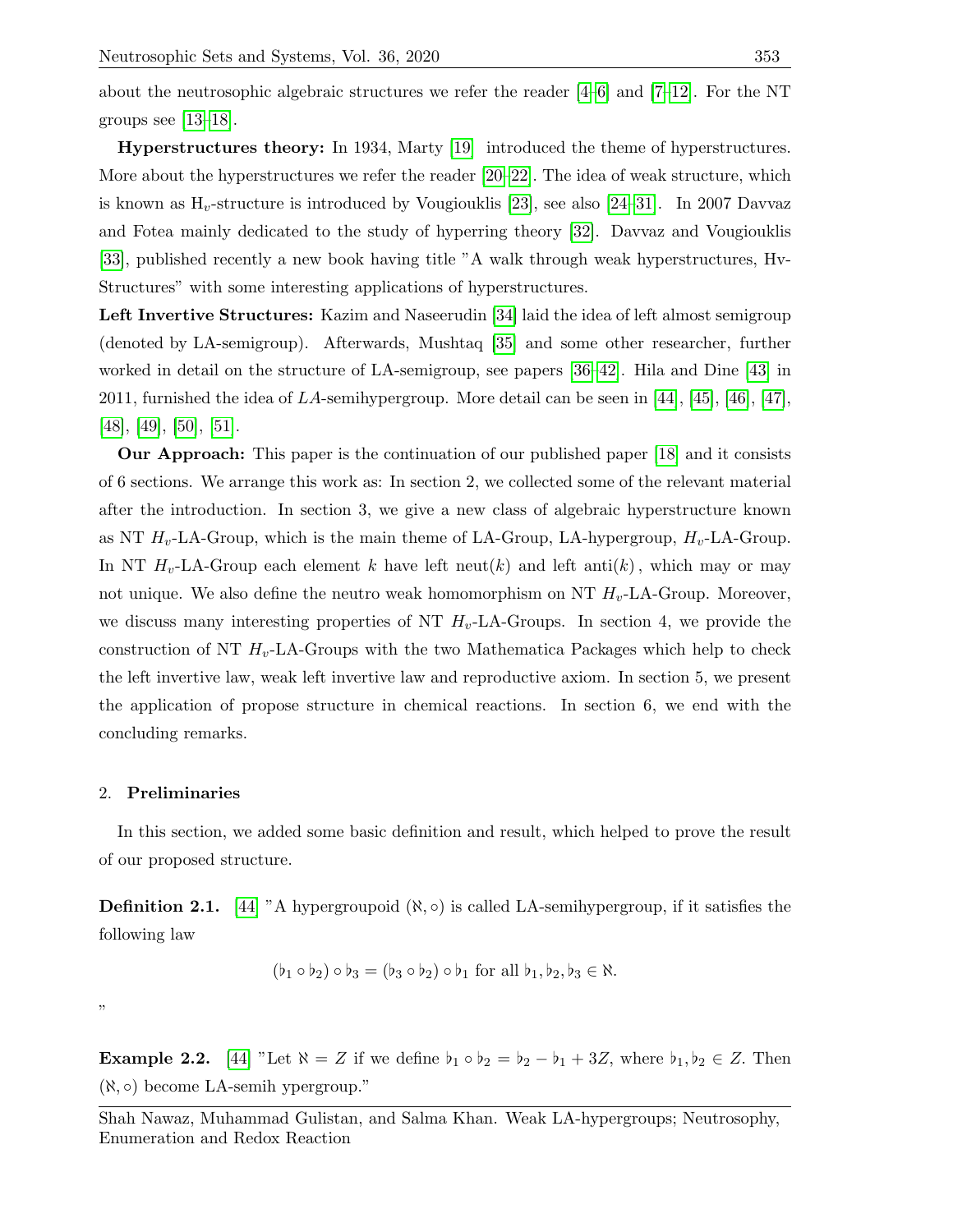about the neutrosophic algebraic structures we refer the reader [4–6] and [7–12]. For the NT groups see [13–18].

**Hyperstructures theory:** In 1934, Marty [19] introduced the theme of hyperstructures. More about the hyperstructures we refer the reader [20–22]. The idea of weak structure, which is known as $H_v$-structure is introduced by Vougiouklis [23], see also [24–31]. In 2007 Davvaz and Fotea mainly dedicated to the study of hyperring theory [32]. Davvaz and Vougiouklis [33], published recently a new book having title "A walk through weak hyperstructures, Hv-Structures" with some interesting applications of hyperstructures.

**Left Invertive Structures:** Kazim and Naseerudin [34] laid the idea of left almost semigroup (denoted by LA-semigroup). Afterwards, Mushtaq [35] and some other researcher, further worked in detail on the structure of LA-semigroup, see papers [36–42]. Hila and Dine [43] in 2011, furnished the idea of $LA$-semihypergroup. More detail can be seen in [44], [45], [46], [47], [48], [49], [50], [51].

**Our Approach:** This paper is the continuation of our published paper [18] and it consists of 6 sections. We arrange this work as: In section 2, we collected some of the relevant material after the introduction. In section 3, we give a new class of algebraic hyperstructure known as NT $H_v$-LA-Group, which is the main theme of LA-Group, LA-hypergroup, $H_v$-LA-Group. In NT $H_v$-LA-Group each element $k$ have left neut($k$) and left anti($k$), which may or may not unique. We also define the neutro weak homomorphism on NT $H_v$-LA-Group. Moreover, we discuss many interesting properties of NT $H_v$-LA-Groups. In section 4, we provide the construction of NT $H_v$-LA-Groups with the two Mathematica Packages which help to check the left invertive law, weak left invertive law and reproductive axiom. In section 5, we present the application of propose structure in chemical reactions. In section 6, we end with the concluding remarks.

## 2. Preliminaries

In this section, we added some basic definition and result, which helped to prove the result of our proposed structure.

**Definition 2.1.** [44] "A hypergroupoid $(\aleph, \circ)$ is called LA-semihypergroup, if it satisfies the following law

$$(\flat_1 \circ \flat_2) \circ \flat_3 = (\flat_3 \circ \flat_2) \circ \flat_1 \text{ for all } \flat_1, \flat_2, \flat_3 \in \aleph.$$

"

**Example 2.2.** [44] "Let $\aleph = Z$ if we define $\flat_1 \circ \flat_2 = \flat_2 - \flat_1 + 3Z$, where $\flat_1, \flat_2 \in Z$. Then $(\aleph, \circ)$ become LA-semih ypergroup."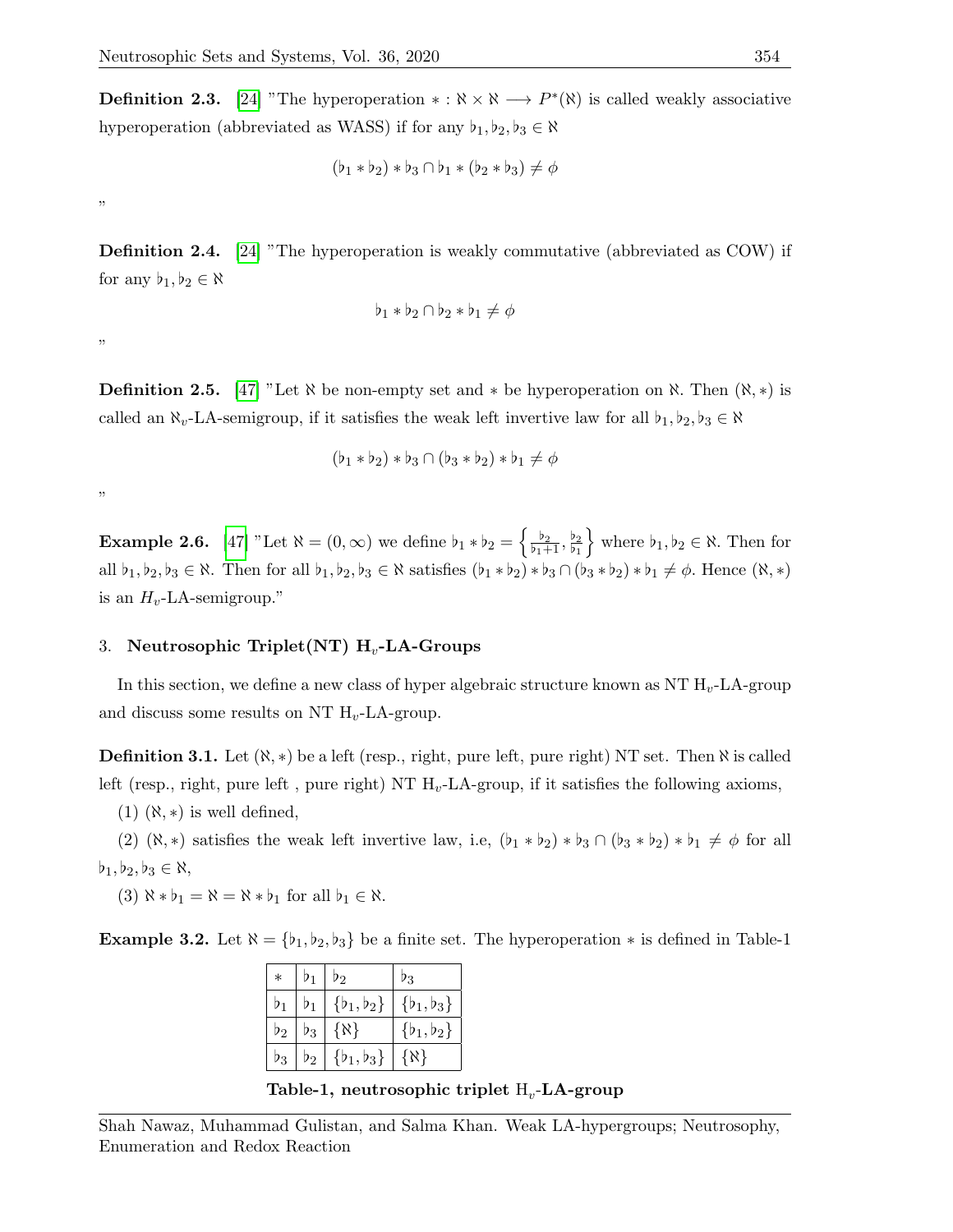**Definition 2.3.** [24] "The hyperoperation $* : \aleph \times \aleph \longrightarrow P^*(\aleph)$ is called weakly associative hyperoperation (abbreviated as WASS) if for any $\flat_1, \flat_2, \flat_3 \in \aleph$

$$(\flat_1 * \flat_2) * \flat_3 \cap \flat_1 * (\flat_2 * \flat_3) \neq \phi$$

"

**Definition 2.4.** [24] "The hyperoperation is weakly commutative (abbreviated as COW) if for any $\flat_1, \flat_2 \in \aleph$

$$\flat_1 * \flat_2 \cap \flat_2 * \flat_1 \neq \phi$$

"

**Definition 2.5.** [47] "Let $\aleph$ be non-empty set and $*$ be hyperoperation on $\aleph$. Then $(\aleph, *)$ is called an $\aleph_v$-LA-semigroup, if it satisfies the weak left invertive law for all $\flat_1, \flat_2, \flat_3 \in \aleph$

$$(\flat_1 * \flat_2) * \flat_3 \cap (\flat_3 * \flat_2) * \flat_1 \neq \phi$$

"

**Example 2.6.** [47] "Let $\aleph = (0, \infty)$ we define $\flat_1 * \flat_2 = \left\{ \frac{\flat_2}{\flat_1 + 1}, \frac{\flat_2}{\flat_1} \right\}$ where $\flat_1, \flat_2 \in \aleph$. Then for all $\flat_1, \flat_2, \flat_3 \in \aleph$. Then for all $\flat_1, \flat_2, \flat_3 \in \aleph$ satisfies $(\flat_1 * \flat_2) * \flat_3 \cap (\flat_3 * \flat_2) * \flat_1 \neq \phi$. Hence $(\aleph, *)$ is an $H_v$-LA-semigroup."

## 3. Neutrosophic Triplet(NT) H$_v$-LA-Groups

In this section, we define a new class of hyper algebraic structure known as NT H$_v$-LA-group and discuss some results on NT H$_v$-LA-group.

**Definition 3.1.** Let $(\aleph, *)$ be a left (resp., right, pure left, pure right) NT set. Then $\aleph$ is called left (resp., right, pure left , pure right) NT H$_v$-LA-group, if it satisfies the following axioms,

(1) $(\aleph, *)$ is well defined,

(2) $(\aleph, *)$ satisfies the weak left invertive law, i.e, $(\flat_1 * \flat_2) * \flat_3 \cap (\flat_3 * \flat_2) * \flat_1 \neq \phi$ for all $\flat_1, \flat_2, \flat_3 \in \aleph$,

(3) $\aleph * \flat_1 = \aleph = \aleph * \flat_1$ for all $\flat_1 \in \aleph$.

**Example 3.2.** Let $\aleph = \{\flat_1, \flat_2, \flat_3\}$ be a finite set. The hyperoperation $*$ is defined in Table-1

| $*$ | $\flat_1$ | $\flat_2$ | $\flat_3$ |
|---|---|---|---|
| $\flat_1$ | $\flat_1$ | $\{\flat_1, \flat_2\}$ | $\{\flat_1, \flat_3\}$ |
| $\flat_2$ | $\flat_3$ | $\{\aleph\}$ | $\{\flat_1, \flat_2\}$ |
| $\flat_3$ | $\flat_2$ | $\{\flat_1, \flat_3\}$ | $\{\aleph\}$ |

**Table-1, neutrosophic triplet H$_v$-LA-group**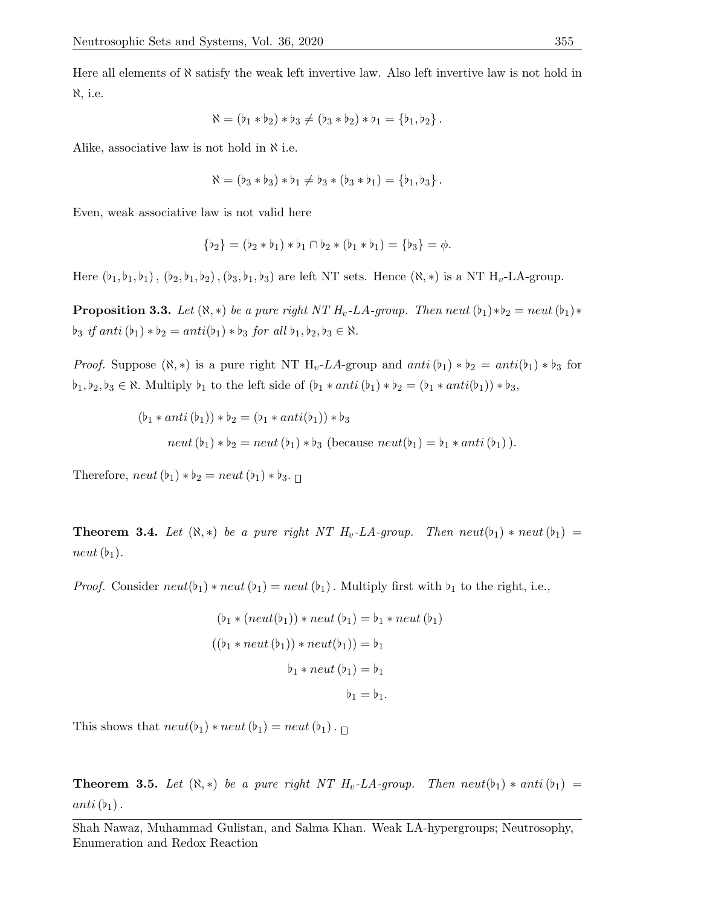Here all elements of $\aleph$ satisfy the weak left invertive law. Also left invertive law is not hold in $\aleph$, i.e.

$$\aleph = (\flat_1 * \flat_2) * \flat_3 \neq (\flat_3 * \flat_2) * \flat_1 = \{\flat_1, \flat_2\}.$$

Alike, associative law is not hold in $\aleph$ i.e.

$$\aleph = (\flat_3 * \flat_3) * \flat_1 \neq \flat_3 * (\flat_3 * \flat_1) = \{\flat_1, \flat_3\}.$$

Even, weak associative law is not valid here

$$\{\flat_2\} = (\flat_2 * \flat_1) * \flat_1 \cap \flat_2 * (\flat_1 * \flat_1) = \{\flat_3\} = \phi.$$

Here $(\flat_1, \flat_1, \flat_1)$, $(\flat_2, \flat_1, \flat_2)$, $(\flat_3, \flat_1, \flat_3)$ are left NT sets. Hence $(\aleph, *)$ is a NT $H_v$-LA-group.

**Proposition 3.3.** *Let $(\aleph, *)$ be a pure right NT $H_v$-LA-group. Then $neut(\flat_1) * \flat_2 = neut(\flat_1) * \flat_3$ if $anti(\flat_1) * \flat_2 = anti(\flat_1) * \flat_3$ for all $\flat_1, \flat_2, \flat_3 \in \aleph$.*

*Proof.* Suppose $(\aleph, *)$ is a pure right NT $H_v$-$LA$-group and $anti(\flat_1) * \flat_2 = anti(\flat_1) * \flat_3$ for $\flat_1, \flat_2, \flat_3 \in \aleph$. Multiply $\flat_1$ to the left side of $(\flat_1 * anti(\flat_1) * \flat_2 = (\flat_1 * anti(\flat_1)) * \flat_3$,

$$(\flat_1 * anti(\flat_1)) * \flat_2 = (\flat_1 * anti(\flat_1)) * \flat_3$$

$$neut(\flat_1) * \flat_2 = neut(\flat_1) * \flat_3 \text{ (because } neut(\flat_1) = \flat_1 * anti(\flat_1)\text{)}.$$

Therefore, $neut(\flat_1) * \flat_2 = neut(\flat_1) * \flat_3$. □

**Theorem 3.4.** *Let $(\aleph, *)$ be a pure right NT $H_v$-LA-group. Then $neut(\flat_1) * neut(\flat_1) = neut(\flat_1)$.*

*Proof.* Consider $neut(\flat_1) * neut(\flat_1) = neut(\flat_1)$. Multiply first with $\flat_1$ to the right, i.e.,

$$(\flat_1 * (neut(\flat_1)) * neut(\flat_1) = \flat_1 * neut(\flat_1)$$

$$((\flat_1 * neut(\flat_1)) * neut(\flat_1)) = \flat_1$$

$$\flat_1 * neut(\flat_1) = \flat_1$$

$$\flat_1 = \flat_1.$$

This shows that $neut(\flat_1) * neut(\flat_1) = neut(\flat_1)$. □

**Theorem 3.5.** *Let $(\aleph, *)$ be a pure right NT $H_v$-LA-group. Then $neut(\flat_1) * anti(\flat_1) = anti(\flat_1)$.*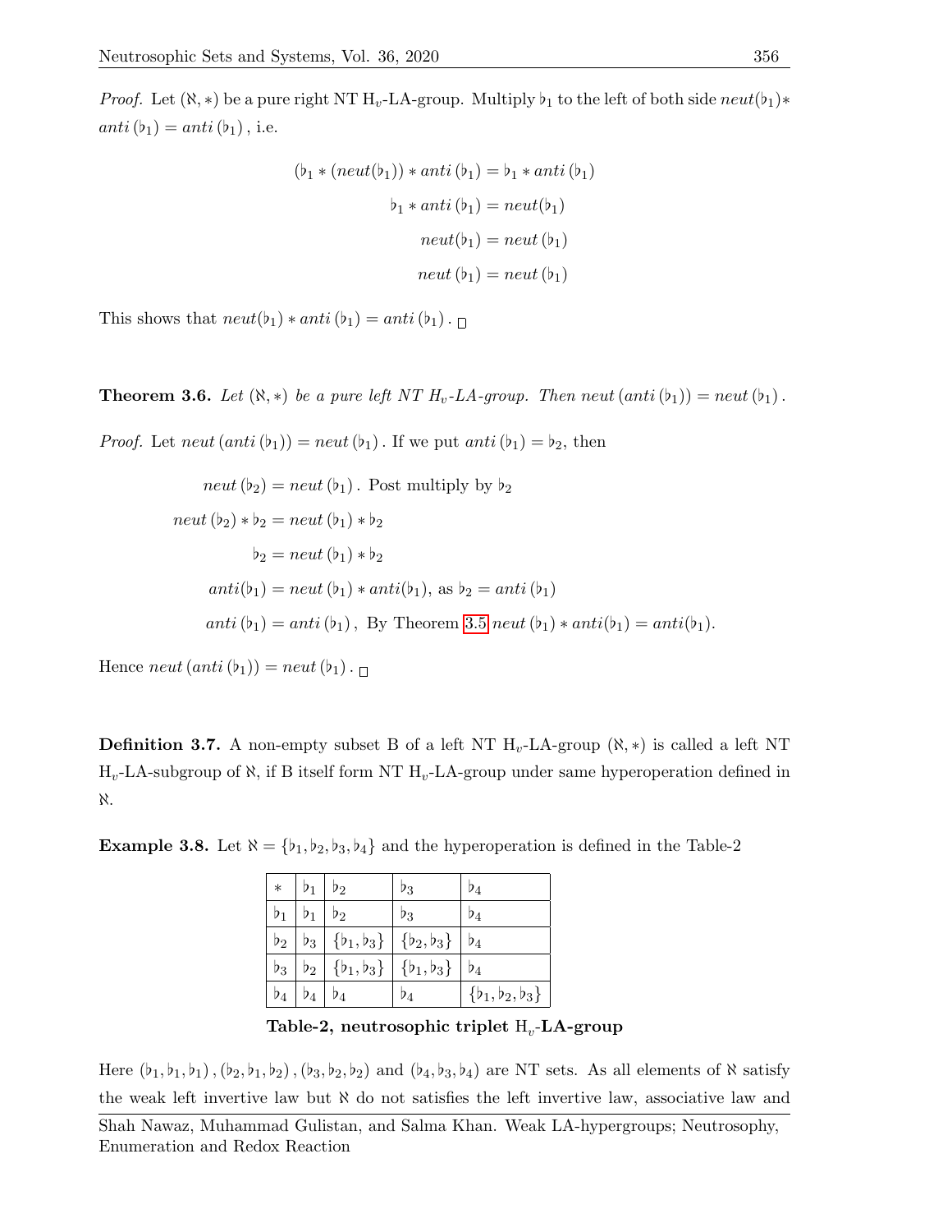*Proof.* Let $(\aleph, *)$ be a pure right NT H$_v$-LA-group. Multiply $\flat_1$ to the left of both side $neut(\flat_1) * anti(\flat_1) = anti(\flat_1)$, i.e.

$$(\flat_1 * (neut(\flat_1)) * anti(\flat_1) = \flat_1 * anti(\flat_1)$$

$$\flat_1 * anti(\flat_1) = neut(\flat_1)$$

$$neut(\flat_1) = neut(\flat_1)$$

$$neut(\flat_1) = neut(\flat_1)$$

This shows that $neut(\flat_1) * anti(\flat_1) = anti(\flat_1)$. □

**Theorem 3.6.** *Let $(\aleph, *)$ be a pure left NT H$_v$-LA-group. Then $neut(anti(\flat_1)) = neut(\flat_1)$.*

*Proof.* Let $neut(anti(\flat_1)) = neut(\flat_1)$. If we put $anti(\flat_1) = \flat_2$, then

$$neut(\flat_2) = neut(\flat_1). \text{ Post multiply by } \flat_2$$

$$neut(\flat_2) * \flat_2 = neut(\flat_1) * \flat_2$$

$$\flat_2 = neut(\flat_1) * \flat_2$$

$$anti(\flat_1) = neut(\flat_1) * anti(\flat_1), \text{ as } \flat_2 = anti(\flat_1)$$

$$anti(\flat_1) = anti(\flat_1), \text{ By Theorem 3.5 } neut(\flat_1) * anti(\flat_1) = anti(\flat_1).$$

Hence $neut(anti(\flat_1)) = neut(\flat_1)$. □

**Definition 3.7.** A non-empty subset B of a left NT H$_v$-LA-group $(\aleph, *)$ is called a left NT H$_v$-LA-subgroup of $\aleph$, if B itself form NT H$_v$-LA-group under same hyperoperation defined in $\aleph$.

**Example 3.8.** Let $\aleph = \{\flat_1, \flat_2, \flat_3, \flat_4\}$ and the hyperoperation is defined in the Table-2

| $*$ | $\flat_1$ | $\flat_2$ | $\flat_3$ | $\flat_4$ |
|---|---|---|---|---|
| $\flat_1$ | $\flat_1$ | $\flat_2$ | $\flat_3$ | $\flat_4$ |
| $\flat_2$ | $\flat_3$ | $\{\flat_1, \flat_3\}$ | $\{\flat_2, \flat_3\}$ | $\flat_4$ |
| $\flat_3$ | $\flat_2$ | $\{\flat_1, \flat_3\}$ | $\{\flat_1, \flat_3\}$ | $\flat_4$ |
| $\flat_4$ | $\flat_4$ | $\flat_4$ | $\flat_4$ | $\{\flat_1, \flat_2, \flat_3\}$ |

**Table-2, neutrosophic triplet H$_v$-LA-group**

Here $(\flat_1, \flat_1, \flat_1)$, $(\flat_2, \flat_1, \flat_2)$, $(\flat_3, \flat_2, \flat_2)$ and $(\flat_4, \flat_3, \flat_4)$ are NT sets. As all elements of $\aleph$ satisfy the weak left invertive law but $\aleph$ do not satisfies the left invertive law, associative law and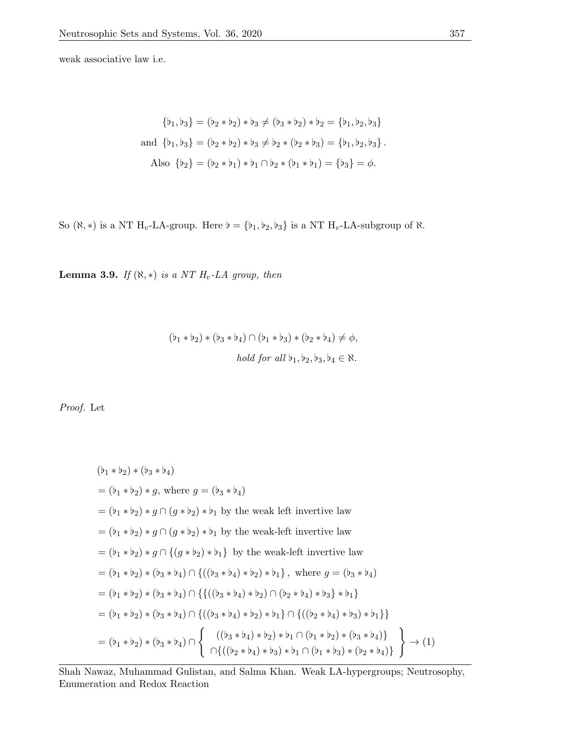weak associative law i.e.

$$
\begin{aligned}
\{\flat_1, \flat_3\} = (\flat_2 * \flat_2) * \flat_3 &\neq (\flat_3 * \flat_2) * \flat_2 = \{\flat_1, \flat_2, \flat_3\} \\
\text{and } \{\flat_1, \flat_3\} = (\flat_2 * \flat_2) * \flat_3 &\neq \flat_2 * (\flat_2 * \flat_3) = \{\flat_1, \flat_2, \flat_3\}. \\
\text{Also } \{\flat_2\} = (\flat_2 * \flat_1) * \flat_1 \cap \flat_2 &* (\flat_1 * \flat_1) = \{\flat_3\} = \phi.
\end{aligned}
$$

So $(\aleph, *)$ is a NT H$_v$-LA-group. Here $\flat = \{\flat_1, \flat_2, \flat_3\}$ is a NT H$_v$-LA-subgroup of $\aleph$.

**Lemma 3.9.** *If $(\aleph, *)$ is a NT $H_v$-LA group, then*

$$
(\flat_1 * \flat_2) * (\flat_3 * \flat_4) \cap (\flat_1 * \flat_3) * (\flat_2 * \flat_4) \neq \phi,
$$

*hold for all $\flat_1, \flat_2, \flat_3, \flat_4 \in \aleph$.*

*Proof.* Let

$$
\begin{aligned}
&(\flat_1 * \flat_2) * (\flat_3 * \flat_4) \\
&= (\flat_1 * \flat_2) * g, \text{ where } g = (\flat_3 * \flat_4) \\
&= (\flat_1 * \flat_2) * g \cap (g * \flat_2) * \flat_1 \text{ by the weak left invertive law} \\
&= (\flat_1 * \flat_2) * g \cap (g * \flat_2) * \flat_1 \text{ by the weak-left invertive law} \\
&= (\flat_1 * \flat_2) * g \cap \{(g * \flat_2) * \flat_1\} \text{ by the weak-left invertive law} \\
&= (\flat_1 * \flat_2) * (\flat_3 * \flat_4) \cap \{((\flat_3 * \flat_4) * \flat_2) * \flat_1\}, \text{ where } g = (\flat_3 * \flat_4) \\
&= (\flat_1 * \flat_2) * (\flat_3 * \flat_4) \cap \{\{((\flat_3 * \flat_4) * \flat_2) \cap (\flat_2 * \flat_4) * \flat_3\} * \flat_1\} \\
&= (\flat_1 * \flat_2) * (\flat_3 * \flat_4) \cap \{((\flat_3 * \flat_4) * \flat_2) * \flat_1\} \cap \{((\flat_2 * \flat_4) * \flat_3) * \flat_1\}\} \\
&= (\flat_1 * \flat_2) * (\flat_3 * \flat_4) \cap \left\{ \begin{array}{c} ((\flat_3 * \flat_4) * \flat_2) * \flat_1 \cap (\flat_1 * \flat_2) * (\flat_3 * \flat_4)\} \\ \cap\{((\flat_2 * \flat_4) * \flat_3) * \flat_1 \cap (\flat_1 * \flat_3) * (\flat_2 * \flat_4)\} \end{array} \right\} \to (1)
\end{aligned}
$$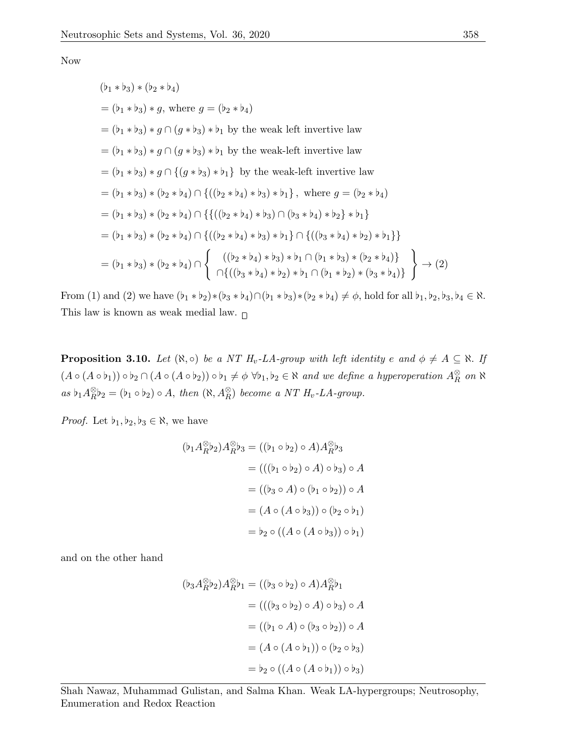Now

$$
\begin{aligned}
&(\flat_1 * \flat_3) * (\flat_2 * \flat_4) \\
&= (\flat_1 * \flat_3) * g, \text{ where } g = (\flat_2 * \flat_4) \\
&= (\flat_1 * \flat_3) * g \cap (g * \flat_3) * \flat_1 \text{ by the weak left invertive law} \\
&= (\flat_1 * \flat_3) * g \cap (g * \flat_3) * \flat_1 \text{ by the weak-left invertive law} \\
&= (\flat_1 * \flat_3) * g \cap \{(g * \flat_3) * \flat_1\} \text{ by the weak-left invertive law} \\
&= (\flat_1 * \flat_3) * (\flat_2 * \flat_4) \cap \{((\flat_2 * \flat_4) * \flat_3) * \flat_1\}, \text{ where } g = (\flat_2 * \flat_4) \\
&= (\flat_1 * \flat_3) * (\flat_2 * \flat_4) \cap \{\{((\flat_2 * \flat_4) * \flat_3) \cap (\flat_3 * \flat_4) * \flat_2\} * \flat_1\} \\
&= (\flat_1 * \flat_3) * (\flat_2 * \flat_4) \cap \{((\flat_2 * \flat_4) * \flat_3) * \flat_1\} \cap \{((\flat_3 * \flat_4) * \flat_2) * \flat_1\}\} \\
&= (\flat_1 * \flat_3) * (\flat_2 * \flat_4) \cap \left\{ \begin{array}{c} ((\flat_2 * \flat_4) * \flat_3) * \flat_1 \cap (\flat_1 * \flat_3) * (\flat_2 * \flat_4)\} \\ \cap\{((\flat_3 * \flat_4) * \flat_2) * \flat_1 \cap (\flat_1 * \flat_2) * (\flat_3 * \flat_4)\} \end{array} \right\} \to (2)
\end{aligned}
$$

From (1) and (2) we have $(\flat_1 * \flat_2) * (\flat_3 * \flat_4) \cap (\flat_1 * \flat_3) * (\flat_2 * \flat_4) \neq \phi$, hold for all $\flat_1, \flat_2, \flat_3, \flat_4 \in \aleph$. This law is known as weak medial law. □

**Proposition 3.10.** *Let $(\aleph, \circ)$ be a NT $H_v$-LA-group with left identity $e$ and $\phi \neq A \subseteq \aleph$. If $(A \circ (A \circ \flat_1)) \circ \flat_2 \cap (A \circ (A \circ \flat_2)) \circ \flat_1 \neq \phi$ $\forall \flat_1, \flat_2 \in \aleph$ and we define a hyperoperation $A_R^{\otimes}$ on $\aleph$ as $\flat_1 A_R^{\otimes} \flat_2 = (\flat_1 \circ \flat_2) \circ A$, then $(\aleph, A_R^{\otimes})$ become a NT $H_v$-LA-group.*

*Proof.* Let $\flat_1, \flat_2, \flat_3 \in \aleph$, we have

$$
\begin{aligned}
(\flat_1 A_R^{\otimes} \flat_2) A_R^{\otimes} \flat_3 &= ((\flat_1 \circ \flat_2) \circ A) A_R^{\otimes} \flat_3 \\
&= (((\flat_1 \circ \flat_2) \circ A) \circ \flat_3) \circ A \\
&= ((\flat_3 \circ A) \circ (\flat_1 \circ \flat_2)) \circ A \\
&= (A \circ (A \circ \flat_3)) \circ (\flat_2 \circ \flat_1) \\
&= \flat_2 \circ ((A \circ (A \circ \flat_3)) \circ \flat_1)
\end{aligned}
$$

and on the other hand

$$
\begin{aligned}
(\flat_3 A_R^{\otimes} \flat_2) A_R^{\otimes} \flat_1 &= ((\flat_3 \circ \flat_2) \circ A) A_R^{\otimes} \flat_1 \\
&= (((\flat_3 \circ \flat_2) \circ A) \circ \flat_3) \circ A \\
&= ((\flat_1 \circ A) \circ (\flat_3 \circ \flat_2)) \circ A \\
&= (A \circ (A \circ \flat_1)) \circ (\flat_2 \circ \flat_3) \\
&= \flat_2 \circ ((A \circ (A \circ \flat_1)) \circ \flat_3)
\end{aligned}
$$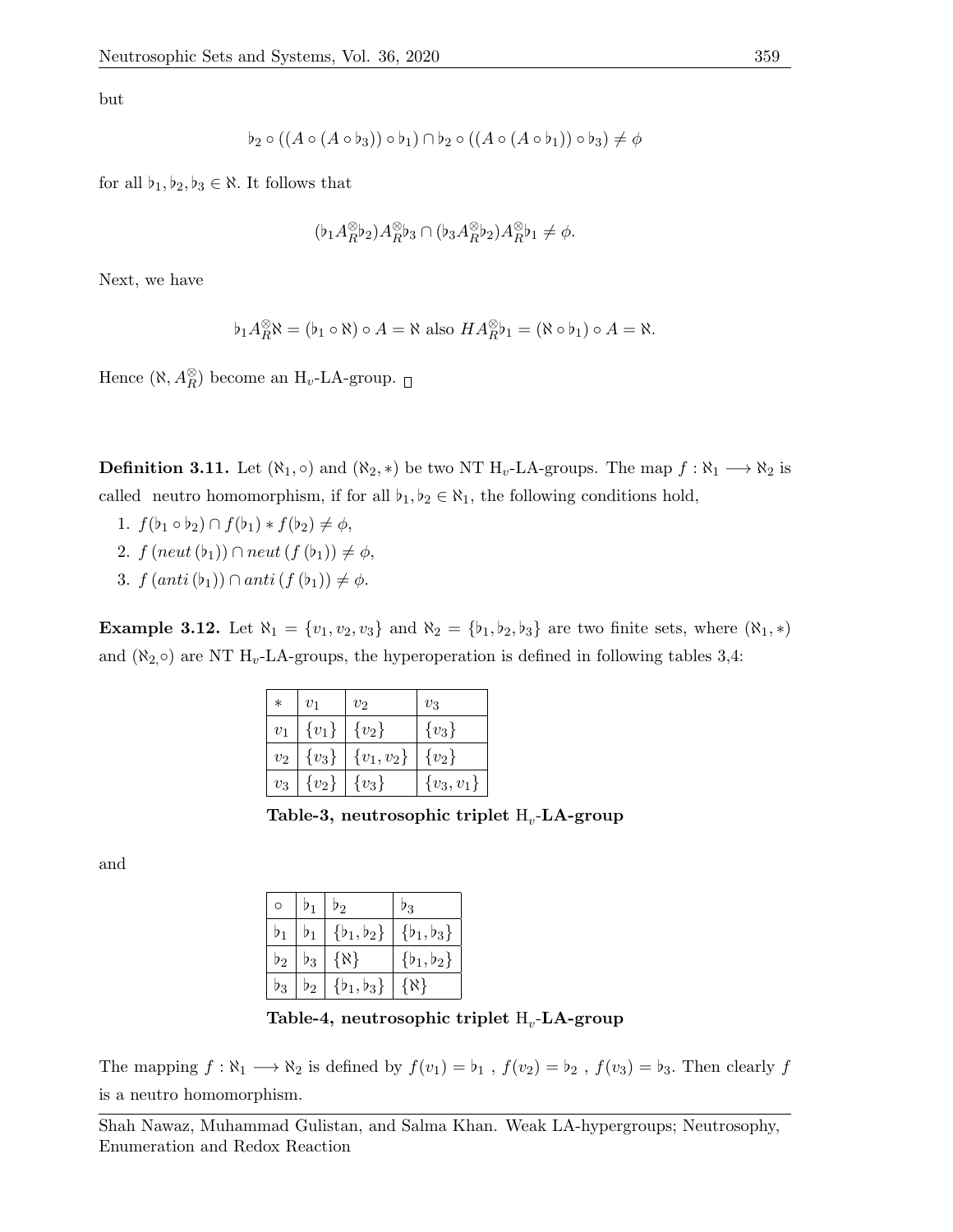but

$$\flat_2 \circ ((A \circ (A \circ \flat_3)) \circ \flat_1) \cap \flat_2 \circ ((A \circ (A \circ \flat_1)) \circ \flat_3) \neq \phi$$

for all $\flat_1, \flat_2, \flat_3 \in \aleph$. It follows that

$$(\flat_1 A_R^{\otimes} \flat_2) A_R^{\otimes} \flat_3 \cap (\flat_3 A_R^{\otimes} \flat_2) A_R^{\otimes} \flat_1 \neq \phi.$$

Next, we have

$$\flat_1 A_R^{\otimes} \aleph = (\flat_1 \circ \aleph) \circ A = \aleph \text{ also } H A_R^{\otimes} \flat_1 = (\aleph \circ \flat_1) \circ A = \aleph.$$

Hence $(\aleph, A_R^{\otimes})$ become an $\mathrm{H}_v$-LA-group. □

**Definition 3.11.** Let $(\aleph_1, \circ)$ and $(\aleph_2, *)$ be two NT $\mathrm{H}_v$-LA-groups. The map $f : \aleph_1 \longrightarrow \aleph_2$ is called neutro homomorphism, if for all $\flat_1, \flat_2 \in \aleph_1$, the following conditions hold,

1. $f(\flat_1 \circ \flat_2) \cap f(\flat_1) * f(\flat_2) \neq \phi$,
2. $f(neut(\flat_1)) \cap neut(f(\flat_1)) \neq \phi$,
3. $f(anti(\flat_1)) \cap anti(f(\flat_1)) \neq \phi$.

**Example 3.12.** Let $\aleph_1 = \{v_1, v_2, v_3\}$ and $\aleph_2 = \{\flat_1, \flat_2, \flat_3\}$ are two finite sets, where $(\aleph_1, *)$ and $(\aleph_{2,} \circ)$ are NT $\mathrm{H}_v$-LA-groups, the hyperoperation is defined in following tables 3,4:

| $*$ | $v_1$ | $v_2$ | $v_3$ |
|---|---|---|---|
| $v_1$ | $\{v_1\}$ | $\{v_2\}$ | $\{v_3\}$ |
| $v_2$ | $\{v_3\}$ | $\{v_1, v_2\}$ | $\{v_2\}$ |
| $v_3$ | $\{v_2\}$ | $\{v_3\}$ | $\{v_3, v_1\}$ |

**Table-3, neutrosophic triplet $\mathrm{H}_v$-LA-group**

and

| $\circ$ | $\flat_1$ | $\flat_2$ | $\flat_3$ |
|---|---|---|---|
| $\flat_1$ | $\flat_1$ | $\{\flat_1, \flat_2\}$ | $\{\flat_1, \flat_3\}$ |
| $\flat_2$ | $\flat_3$ | $\{\aleph\}$ | $\{\flat_1, \flat_2\}$ |
| $\flat_3$ | $\flat_2$ | $\{\flat_1, \flat_3\}$ | $\{\aleph\}$ |

**Table-4, neutrosophic triplet $\mathrm{H}_v$-LA-group**

The mapping $f : \aleph_1 \longrightarrow \aleph_2$ is defined by $f(v_1) = \flat_1$ , $f(v_2) = \flat_2$ , $f(v_3) = \flat_3$. Then clearly $f$ is a neutro homomorphism.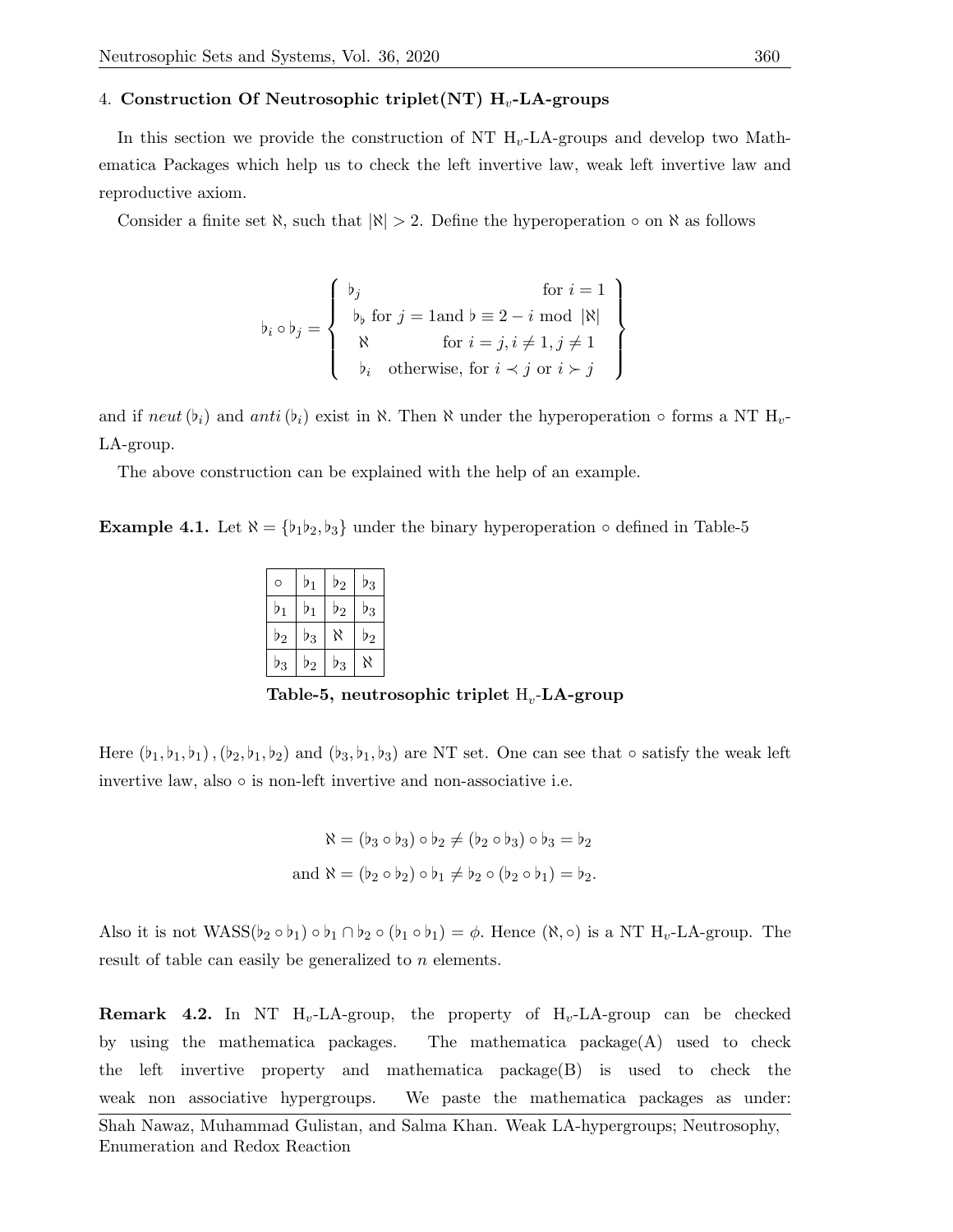## 4. Construction Of Neutrosophic triplet(NT) H$_v$-LA-groups

In this section we provide the construction of NT H$_v$-LA-groups and develop two Mathematica Packages which help us to check the left invertive law, weak left invertive law and reproductive axiom.

Consider a finite set $\aleph$, such that $|\aleph| > 2$. Define the hyperoperation $\circ$ on $\aleph$ as follows

$$\flat_i \circ \flat_j = \left\{ \begin{array}{cc} \flat_j & \text{for } i = 1 \\ \flat_\flat \text{ for } j = 1 \text{and } \flat \equiv 2 - i \bmod |\aleph| \\ \aleph & \text{for } i = j, i \neq 1, j \neq 1 \\ \flat_i \quad \text{otherwise, for } i \prec j \text{ or } i \succ j \end{array} \right\}$$

and if $neut(\flat_i)$ and $anti(\flat_i)$ exist in $\aleph$. Then $\aleph$ under the hyperoperation $\circ$ forms a NT H$_v$-LA-group.

The above construction can be explained with the help of an example.

**Example 4.1.** Let $\aleph = \{\flat_1 \flat_2, \flat_3\}$ under the binary hyperoperation $\circ$ defined in Table-5

| $\circ$ | $\flat_1$ | $\flat_2$ | $\flat_3$ |
|---|---|---|---|
| $\flat_1$ | $\flat_1$ | $\flat_2$ | $\flat_3$ |
| $\flat_2$ | $\flat_3$ | $\aleph$ | $\flat_2$ |
| $\flat_3$ | $\flat_2$ | $\flat_3$ | $\aleph$ |

**Table-5, neutrosophic triplet H$_v$-LA-group**

Here $(\flat_1, \flat_1, \flat_1)$, $(\flat_2, \flat_1, \flat_2)$ and $(\flat_3, \flat_1, \flat_3)$ are NT set. One can see that $\circ$ satisfy the weak left invertive law, also $\circ$ is non-left invertive and non-associative i.e.

$$\aleph = (\flat_3 \circ \flat_3) \circ \flat_2 \neq (\flat_2 \circ \flat_3) \circ \flat_3 = \flat_2$$

$$\text{and } \aleph = (\flat_2 \circ \flat_2) \circ \flat_1 \neq \flat_2 \circ (\flat_2 \circ \flat_1) = \flat_2.$$

Also it is not WASS$(\flat_2 \circ \flat_1) \circ \flat_1 \cap \flat_2 \circ (\flat_1 \circ \flat_1) = \phi$. Hence $(\aleph, \circ)$ is a NT H$_v$-LA-group. The result of table can easily be generalized to $n$ elements.

**Remark 4.2.** In NT H$_v$-LA-group, the property of H$_v$-LA-group can be checked by using the mathematica packages. The mathematica package(A) used to check the left invertive property and mathematica package(B) is used to check the weak non associative hypergroups. We paste the mathematica packages as under: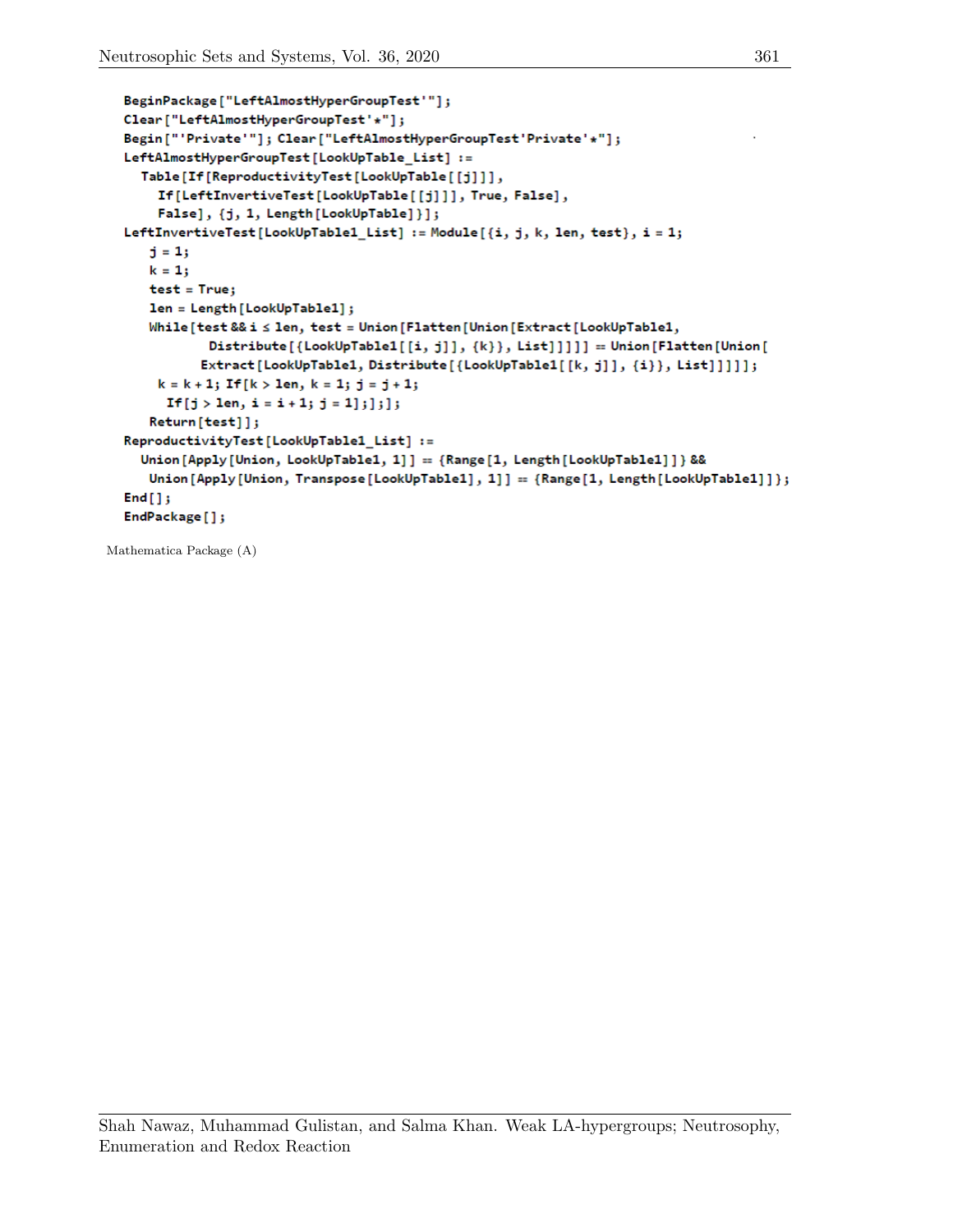```
BeginPackage["LeftAlmostHyperGroupTest'"];
Clear["LeftAlmostHyperGroupTest'*"];
Begin["'Private'"]; Clear["LeftAlmostHyperGroupTest'Private'*"];
LeftAlmostHyperGroupTest[LookUpTable_List] :=
  Table[If[ReproductivityTest[LookUpTable[[j]]],
    If[LeftInvertiveTest[LookUpTable[[j]]], True, False],
    False], {j, 1, Length[LookUpTable]}];
LeftInvertiveTest[LookUpTable1_List] := Module[{i, j, k, len, test}, i = 1;
   j = 1;
   k = 1;
   test = True;
   len = Length[LookUpTable1];
   While[test && i ≤ len, test = Union[Flatten[Union[Extract[LookUpTable1,
          Distribute[{LookUpTable1[[i, j]], {k}}, List]]]]] == Union[Flatten[Union[
         Extract[LookUpTable1, Distribute[{LookUpTable1[[k, j]], {i}}, List]]]]];
    k = k + 1; If[k > len, k = 1; j = j + 1;
     If[j > len, i = i + 1; j = 1];];];
   Return[test]];
ReproductivityTest[LookUpTable1_List] :=
  Union[Apply[Union, LookUpTable1, 1]] == {Range[1, Length[LookUpTable1]]} &&
   Union[Apply[Union, Transpose[LookUpTable1], 1]] == {Range[1, Length[LookUpTable1]]};
End[];
EndPackage[];
```

Mathematica Package (A)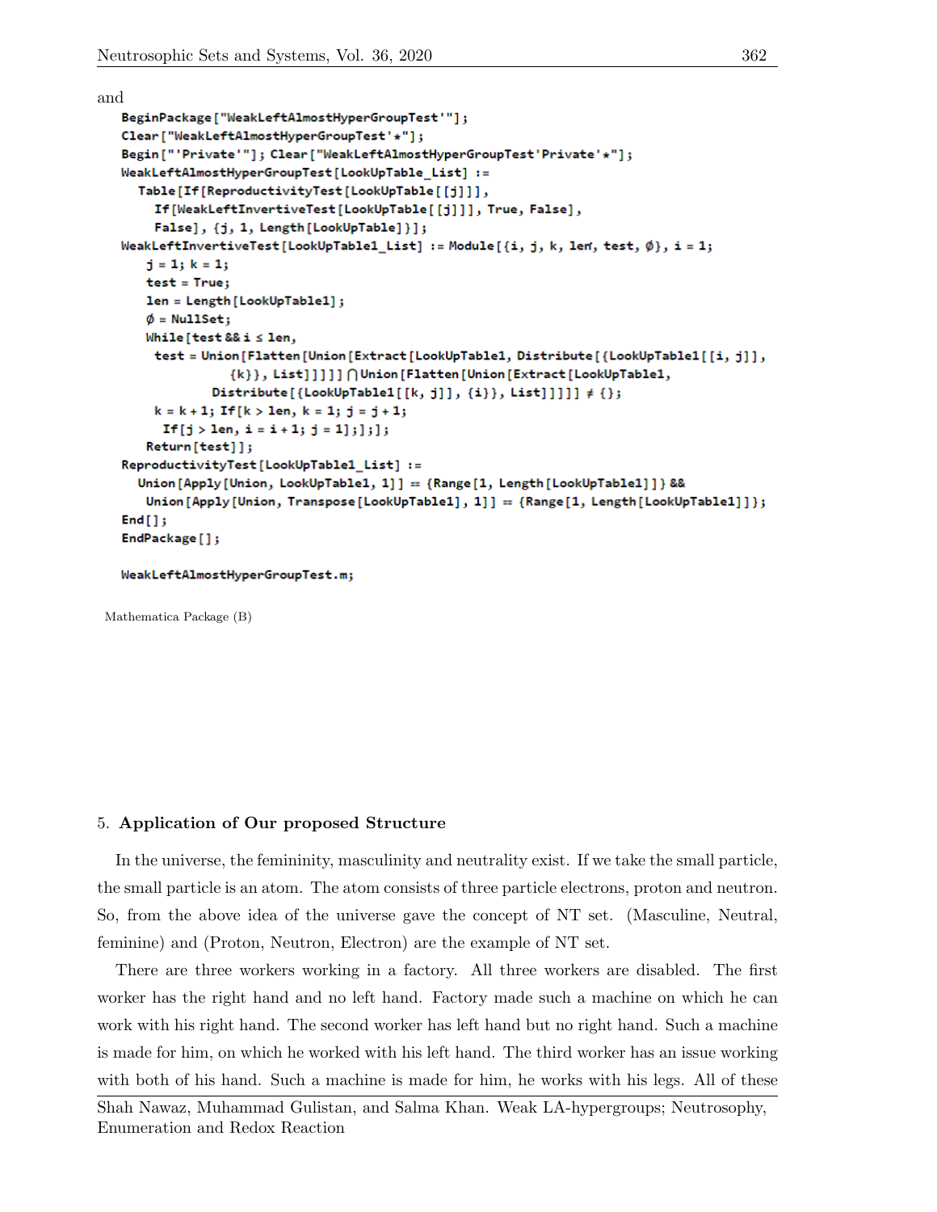and

```
BeginPackage["WeakLeftAlmostHyperGroupTest'"];
Clear["WeakLeftAlmostHyperGroupTest'*"];
Begin["'Private'"]; Clear["WeakLeftAlmostHyperGroupTest'Private'*"];
WeakLeftAlmostHyperGroupTest[LookUpTable_List] :=
  Table[If[ReproductivityTest[LookUpTable[[j]]],
    If[WeakLeftInvertiveTest[LookUpTable[[j]]], True, False],
    False], {j, 1, Length[LookUpTable]}];
WeakLeftInvertiveTest[LookUpTable1_List] := Module[{i, j, k, len, test, ∅}, i = 1;
   j = 1; k = 1;
   test = True;
   len = Length[LookUpTable1];
   ∅ = NullSet;
   While[test && i ≤ len,
    test = Union[Flatten[Union[Extract[LookUpTable1, Distribute[{LookUpTable1[[i, j]],
           {k}}, List]]]]] ⋂ Union[Flatten[Union[Extract[LookUpTable1,
         Distribute[{LookUpTable1[[k, j]], {i}}, List]]]]] ≠ {};
   k = k + 1; If[k > len, k = 1; j = j + 1;
    If[j > len, i = i + 1; j = 1];];];
   Return[test]];
ReproductivityTest[LookUpTable1_List] :=
  Union[Apply[Union, LookUpTable1, 1]] == {Range[1, Length[LookUpTable1]]} &&
   Union[Apply[Union, Transpose[LookUpTable1], 1]] == {Range[1, Length[LookUpTable1]]};
End[];
EndPackage[];

WeakLeftAlmostHyperGroupTest.m;
```

Mathematica Package (B)

## 5. Application of Our proposed Structure

In the universe, the femininity, masculinity and neutrality exist. If we take the small particle, the small particle is an atom. The atom consists of three particle electrons, proton and neutron. So, from the above idea of the universe gave the concept of NT set. (Masculine, Neutral, feminine) and (Proton, Neutron, Electron) are the example of NT set.

There are three workers working in a factory. All three workers are disabled. The first worker has the right hand and no left hand. Factory made such a machine on which he can work with his right hand. The second worker has left hand but no right hand. Such a machine is made for him, on which he worked with his left hand. The third worker has an issue working with both of his hand. Such a machine is made for him, he works with his legs. All of these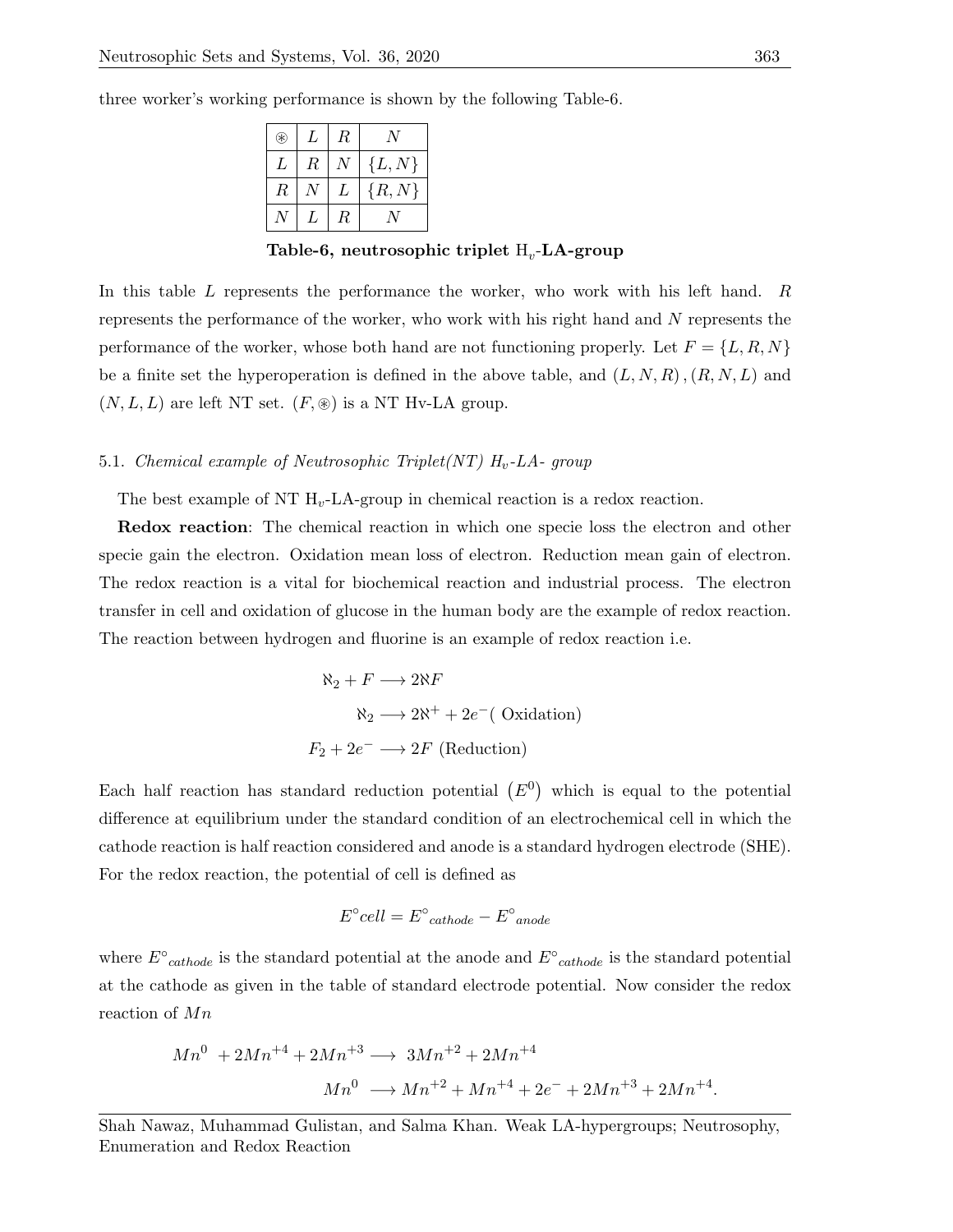three worker's working performance is shown by the following Table-6.

| $\circledast$ | $L$ | $R$ | $N$ |
|---|---|---|---|
| $L$ | $R$ | $N$ | $\{L, N\}$ |
| $R$ | $N$ | $L$ | $\{R, N\}$ |
| $N$ | $L$ | $R$ | $N$ |

**Table-6, neutrosophic triplet $\mathrm{H}_v$-LA-group**

In this table $L$ represents the performance the worker, who work with his left hand. $R$ represents the performance of the worker, who work with his right hand and $N$ represents the performance of the worker, whose both hand are not functioning properly. Let $F = \{L, R, N\}$ be a finite set the hyperoperation is defined in the above table, and $(L, N, R)$, $(R, N, L)$ and $(N, L, L)$ are left NT set. $(F, \circledast)$ is a NT Hv-LA group.

### 5.1. *Chemical example of Neutrosophic Triplet(NT) $H_v$-LA- group*

The best example of NT $\mathrm{H}_v$-LA-group in chemical reaction is a redox reaction.

**Redox reaction**: The chemical reaction in which one specie loss the electron and other specie gain the electron. Oxidation mean loss of electron. Reduction mean gain of electron. The redox reaction is a vital for biochemical reaction and industrial process. The electron transfer in cell and oxidation of glucose in the human body are the example of redox reaction. The reaction between hydrogen and fluorine is an example of redox reaction i.e.

$$\aleph_2 + F \longrightarrow 2\aleph F$$

$$\aleph_2 \longrightarrow 2\aleph^+ + 2e^- (\text{ Oxidation})$$

$$F_2 + 2e^- \longrightarrow 2F \text{ (Reduction)}$$

Each half reaction has standard reduction potential $(E^0)$ which is equal to the potential difference at equilibrium under the standard condition of an electrochemical cell in which the cathode reaction is half reaction considered and anode is a standard hydrogen electrode (SHE). For the redox reaction, the potential of cell is defined as

$$E^\circ cell = E^\circ{}_{cathode} - E^\circ{}_{anode}$$

where $E^\circ{}_{cathode}$ is the standard potential at the anode and $E^\circ{}_{cathode}$ is the standard potential at the cathode as given in the table of standard electrode potential. Now consider the redox reaction of $Mn$

$$Mn^0 \ + 2Mn^{+4} + 2Mn^{+3} \longrightarrow \ 3Mn^{+2} + 2Mn^{+4}$$

$$Mn^0 \ \longrightarrow Mn^{+2} + Mn^{+4} + 2e^- + 2Mn^{+3} + 2Mn^{+4}.$$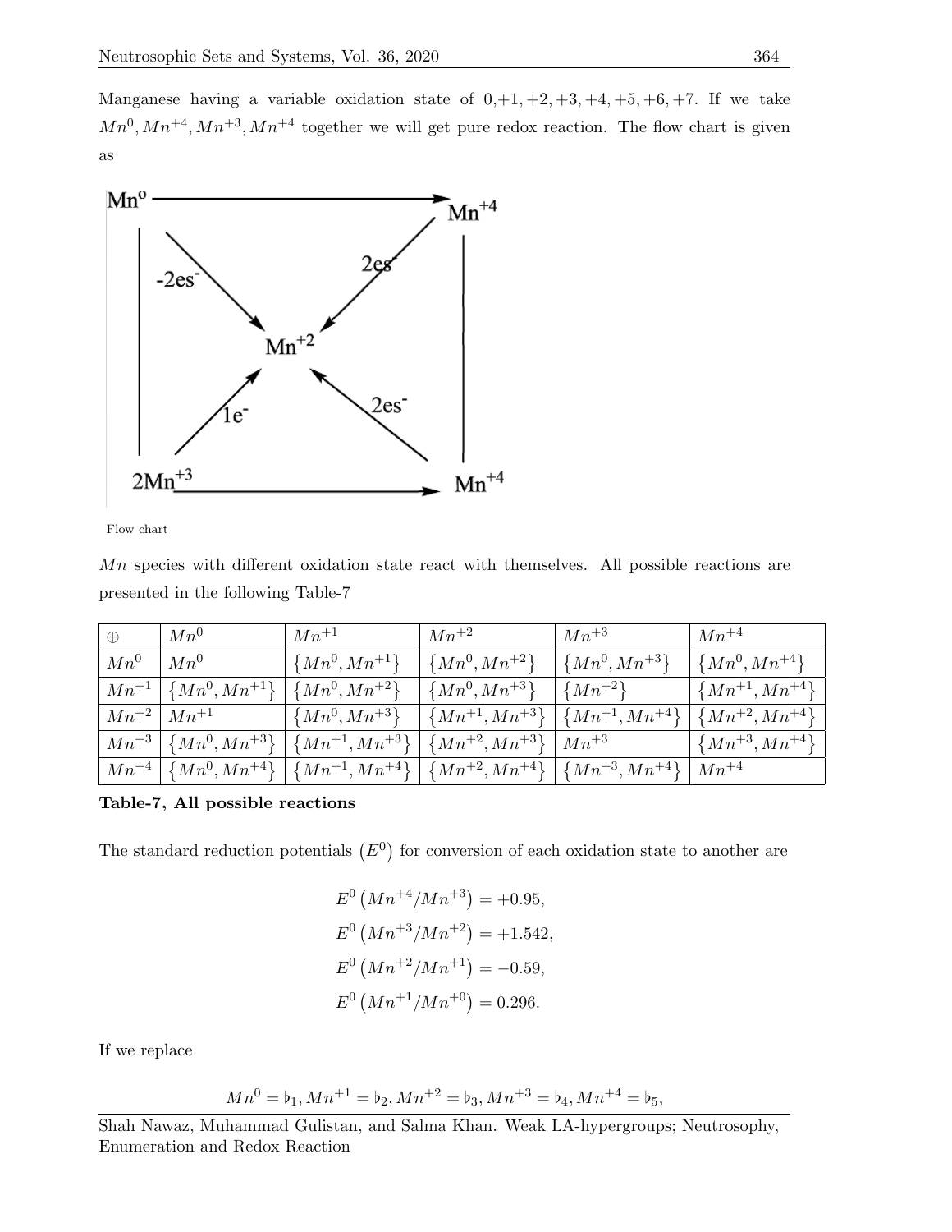Manganese having a variable oxidation state of 0,+1, +2, +3, +4, +5, +6, +7. If we take $Mn^0, Mn^{+4}, Mn^{+3}, Mn^{+4}$ together we will get pure redox reaction. The flow chart is given as

Flow chart

$Mn$ species with different oxidation state react with themselves. All possible reactions are presented in the following Table-7

| $\oplus$ | $Mn^0$ | $Mn^{+1}$ | $Mn^{+2}$ | $Mn^{+3}$ | $Mn^{+4}$ |
|---|---|---|---|---|---|
| $Mn^0$ | $Mn^0$ | $\{Mn^0, Mn^{+1}\}$ | $\{Mn^0, Mn^{+2}\}$ | $\{Mn^0, Mn^{+3}\}$ | $\{Mn^0, Mn^{+4}\}$ |
| $Mn^{+1}$ | $\{Mn^0, Mn^{+1}\}$ | $\{Mn^0, Mn^{+2}\}$ | $\{Mn^0, Mn^{+3}\}$ | $\{Mn^{+2}\}$ | $\{Mn^{+1}, Mn^{+4}\}$ |
| $Mn^{+2}$ | $Mn^{+1}$ | $\{Mn^0, Mn^{+3}\}$ | $\{Mn^{+1}, Mn^{+3}\}$ | $\{Mn^{+1}, Mn^{+4}\}$ | $\{Mn^{+2}, Mn^{+4}\}$ |
| $Mn^{+3}$ | $\{Mn^0, Mn^{+3}\}$ | $\{Mn^{+1}, Mn^{+3}\}$ | $\{Mn^{+2}, Mn^{+3}\}$ | $Mn^{+3}$ | $\{Mn^{+3}, Mn^{+4}\}$ |
| $Mn^{+4}$ | $\{Mn^0, Mn^{+4}\}$ | $\{Mn^{+1}, Mn^{+4}\}$ | $\{Mn^{+2}, Mn^{+4}\}$ | $\{Mn^{+3}, Mn^{+4}\}$ | $Mn^{+4}$ |

**Table-7, All possible reactions**

The standard reduction potentials $(E^0)$ for conversion of each oxidation state to another are

$$E^0\left(Mn^{+4}/Mn^{+3}\right) = +0.95,$$
$$E^0\left(Mn^{+3}/Mn^{+2}\right) = +1.542,$$
$$E^0\left(Mn^{+2}/Mn^{+1}\right) = -0.59,$$
$$E^0\left(Mn^{+1}/Mn^{+0}\right) = 0.296.$$

If we replace

$$Mn^0 = \flat_1, Mn^{+1} = \flat_2, Mn^{+2} = \flat_3, Mn^{+3} = \flat_4, Mn^{+4} = \flat_5,$$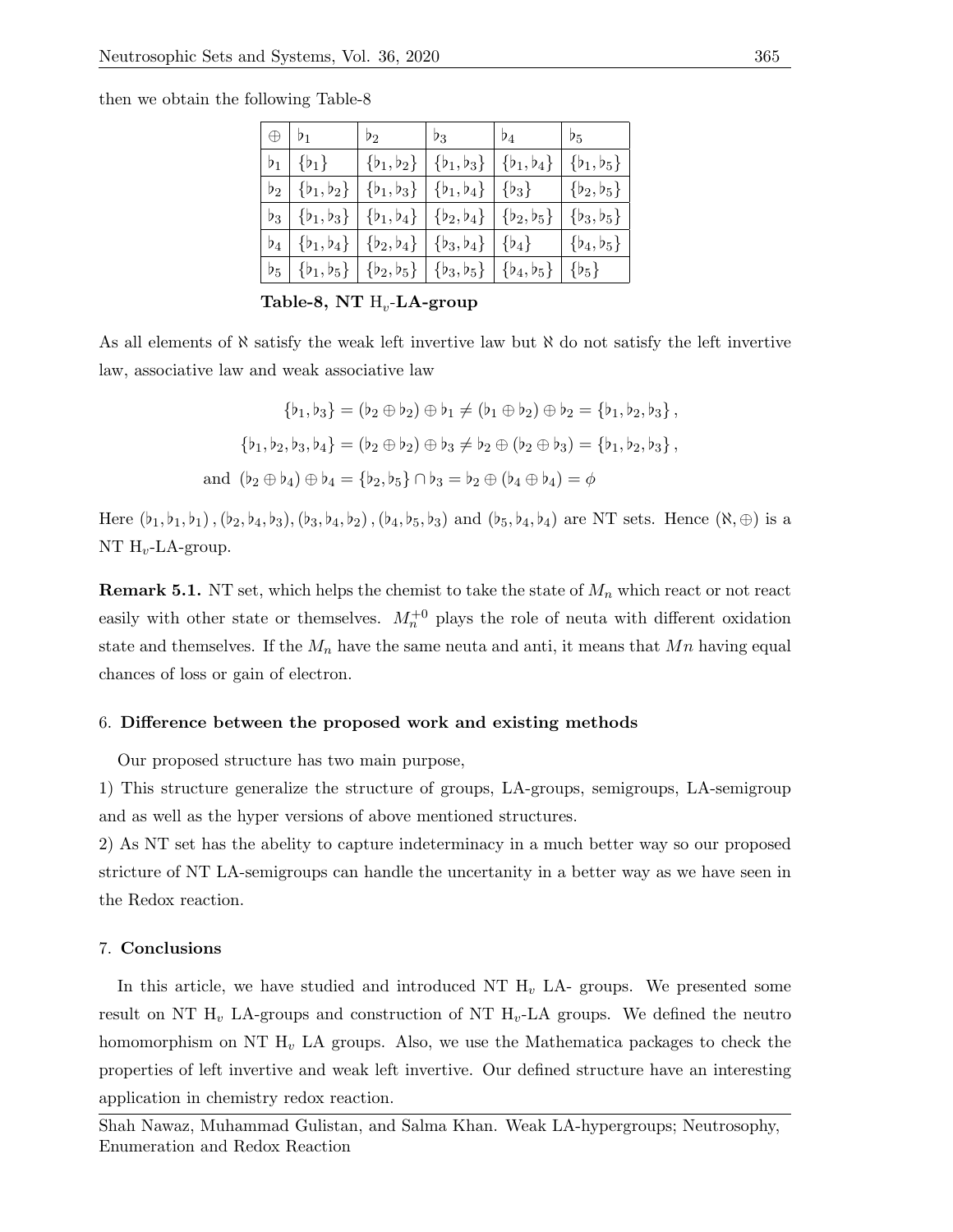then we obtain the following Table-8

| $\oplus$ | $\flat_1$ | $\flat_2$ | $\flat_3$ | $\flat_4$ | $\flat_5$ |
|---|---|---|---|---|---|
| $\flat_1$ | $\{\flat_1\}$ | $\{\flat_1, \flat_2\}$ | $\{\flat_1, \flat_3\}$ | $\{\flat_1, \flat_4\}$ | $\{\flat_1, \flat_5\}$ |
| $\flat_2$ | $\{\flat_1, \flat_2\}$ | $\{\flat_1, \flat_3\}$ | $\{\flat_1, \flat_4\}$ | $\{\flat_3\}$ | $\{\flat_2, \flat_5\}$ |
| $\flat_3$ | $\{\flat_1, \flat_3\}$ | $\{\flat_1, \flat_4\}$ | $\{\flat_2, \flat_4\}$ | $\{\flat_2, \flat_5\}$ | $\{\flat_3, \flat_5\}$ |
| $\flat_4$ | $\{\flat_1, \flat_4\}$ | $\{\flat_2, \flat_4\}$ | $\{\flat_3, \flat_4\}$ | $\{\flat_4\}$ | $\{\flat_4, \flat_5\}$ |
| $\flat_5$ | $\{\flat_1, \flat_5\}$ | $\{\flat_2, \flat_5\}$ | $\{\flat_3, \flat_5\}$ | $\{\flat_4, \flat_5\}$ | $\{\flat_5\}$ |

**Table-8, NT $\text{H}_v$-LA-group**

As all elements of $\aleph$ satisfy the weak left invertive law but $\aleph$ do not satisfy the left invertive law, associative law and weak associative law

$$\{\flat_1, \flat_3\} = (\flat_2 \oplus \flat_2) \oplus \flat_1 \neq (\flat_1 \oplus \flat_2) \oplus \flat_2 = \{\flat_1, \flat_2, \flat_3\},$$

$$\{\flat_1, \flat_2, \flat_3, \flat_4\} = (\flat_2 \oplus \flat_2) \oplus \flat_3 \neq \flat_2 \oplus (\flat_2 \oplus \flat_3) = \{\flat_1, \flat_2, \flat_3\},$$

$$\text{and } (\flat_2 \oplus \flat_4) \oplus \flat_4 = \{\flat_2, \flat_5\} \cap \flat_3 = \flat_2 \oplus (\flat_4 \oplus \flat_4) = \phi$$

Here $(\flat_1, \flat_1, \flat_1)$, $(\flat_2, \flat_4, \flat_3)$, $(\flat_3, \flat_4, \flat_2)$, $(\flat_4, \flat_5, \flat_3)$ and $(\flat_5, \flat_4, \flat_4)$ are NT sets. Hence $(\aleph, \oplus)$ is a NT $\text{H}_v$-LA-group.

**Remark 5.1.** NT set, which helps the chemist to take the state of $M_n$ which react or not react easily with other state or themselves. $M_n^{+0}$ plays the role of neuta with different oxidation state and themselves. If the $M_n$ have the same neuta and anti, it means that $Mn$ having equal chances of loss or gain of electron.

## 6. Difference between the proposed work and existing methods

Our proposed structure has two main purpose,

1) This structure generalize the structure of groups, LA-groups, semigroups, LA-semigroup and as well as the hyper versions of above mentioned structures.

2) As NT set has the abelity to capture indeterminacy in a much better way so our proposed stricture of NT LA-semigroups can handle the uncertainty in a better way as we have seen in the Redox reaction.

## 7. Conclusions

In this article, we have studied and introduced NT $\text{H}_v$ LA- groups. We presented some result on NT $\text{H}_v$ LA-groups and construction of NT $\text{H}_v$-LA groups. We defined the neutro homomorphism on NT $\text{H}_v$ LA groups. Also, we use the Mathematica packages to check the properties of left invertive and weak left invertive. Our defined structure have an interesting application in chemistry redox reaction.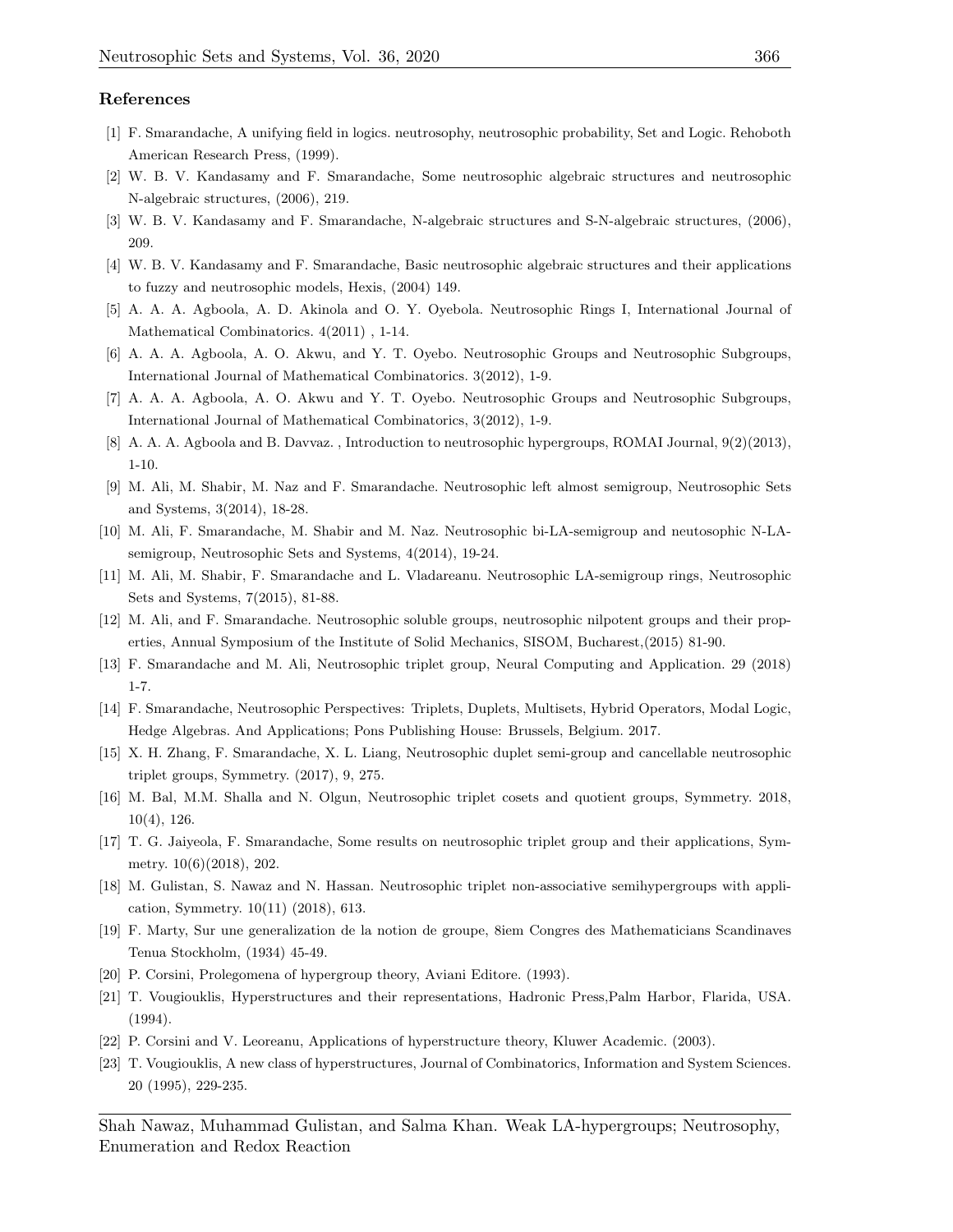## References

[1] F. Smarandache, A unifying field in logics. neutrosophy, neutrosophic probability, Set and Logic. Rehoboth American Research Press, (1999).

[2] W. B. V. Kandasamy and F. Smarandache, Some neutrosophic algebraic structures and neutrosophic N-algebraic structures, (2006), 219.

[3] W. B. V. Kandasamy and F. Smarandache, N-algebraic structures and S-N-algebraic structures, (2006), 209.

[4] W. B. V. Kandasamy and F. Smarandache, Basic neutrosophic algebraic structures and their applications to fuzzy and neutrosophic models, Hexis, (2004) 149.

[5] A. A. A. Agboola, A. D. Akinola and O. Y. Oyebola. Neutrosophic Rings I, International Journal of Mathematical Combinatorics. 4(2011) , 1-14.

[6] A. A. A. Agboola, A. O. Akwu, and Y. T. Oyebo. Neutrosophic Groups and Neutrosophic Subgroups, International Journal of Mathematical Combinatorics. 3(2012), 1-9.

[7] A. A. A. Agboola, A. O. Akwu and Y. T. Oyebo. Neutrosophic Groups and Neutrosophic Subgroups, International Journal of Mathematical Combinatorics, 3(2012), 1-9.

[8] A. A. A. Agboola and B. Davvaz. , Introduction to neutrosophic hypergroups, ROMAI Journal, 9(2)(2013), 1-10.

[9] M. Ali, M. Shabir, M. Naz and F. Smarandache. Neutrosophic left almost semigroup, Neutrosophic Sets and Systems, 3(2014), 18-28.

[10] M. Ali, F. Smarandache, M. Shabir and M. Naz. Neutrosophic bi-LA-semigroup and neutosophic N-LA-semigroup, Neutrosophic Sets and Systems, 4(2014), 19-24.

[11] M. Ali, M. Shabir, F. Smarandache and L. Vladareanu. Neutrosophic LA-semigroup rings, Neutrosophic Sets and Systems, 7(2015), 81-88.

[12] M. Ali, and F. Smarandache. Neutrosophic soluble groups, neutrosophic nilpotent groups and their properties, Annual Symposium of the Institute of Solid Mechanics, SISOM, Bucharest,(2015) 81-90.

[13] F. Smarandache and M. Ali, Neutrosophic triplet group, Neural Computing and Application. 29 (2018) 1-7.

[14] F. Smarandache, Neutrosophic Perspectives: Triplets, Duplets, Multisets, Hybrid Operators, Modal Logic, Hedge Algebras. And Applications; Pons Publishing House: Brussels, Belgium. 2017.

[15] X. H. Zhang, F. Smarandache, X. L. Liang, Neutrosophic duplet semi-group and cancellable neutrosophic triplet groups, Symmetry. (2017), 9, 275.

[16] M. Bal, M.M. Shalla and N. Olgun, Neutrosophic triplet cosets and quotient groups, Symmetry. 2018, 10(4), 126.

[17] T. G. Jaiyeola, F. Smarandache, Some results on neutrosophic triplet group and their applications, Symmetry. 10(6)(2018), 202.

[18] M. Gulistan, S. Nawaz and N. Hassan. Neutrosophic triplet non-associative semihypergroups with application, Symmetry. 10(11) (2018), 613.

[19] F. Marty, Sur une generalization de la notion de groupe, 8iem Congres des Mathematiciens Scandinaves Tenua Stockholm, (1934) 45-49.

[20] P. Corsini, Prolegomena of hypergroup theory, Aviani Editore. (1993).

[21] T. Vougiouklis, Hyperstructures and their representations, Hadronic Press,Palm Harbor, Flarida, USA. (1994).

[22] P. Corsini and V. Leoreanu, Applications of hyperstructure theory, Kluwer Academic. (2003).

[23] T. Vougiouklis, A new class of hyperstructures, Journal of Combinatorics, Information and System Sciences. 20 (1995), 229-235.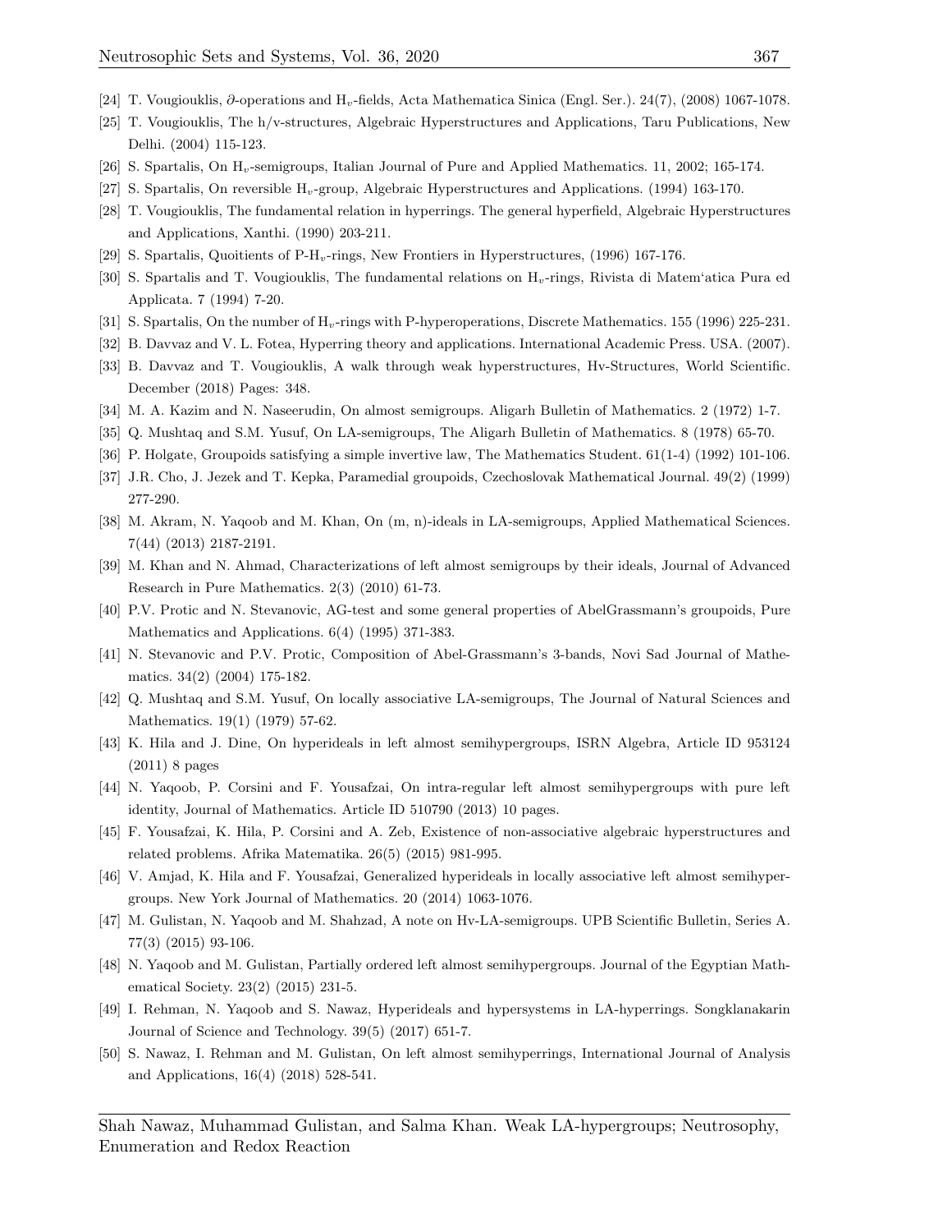[24] T. Vougiouklis, $\partial$-operations and $H_v$-fields, Acta Mathematica Sinica (Engl. Ser.). 24(7), (2008) 1067-1078.

[25] T. Vougiouklis, The h/v-structures, Algebraic Hyperstructures and Applications, Taru Publications, New Delhi. (2004) 115-123.

[26] S. Spartalis, On $H_v$-semigroups, Italian Journal of Pure and Applied Mathematics. 11, 2002; 165-174.

[27] S. Spartalis, On reversible $H_v$-group, Algebraic Hyperstructures and Applications. (1994) 163-170.

[28] T. Vougiouklis, The fundamental relation in hyperrings. The general hyperfield, Algebraic Hyperstructures and Applications, Xanthi. (1990) 203-211.

[29] S. Spartalis, Quoitients of P-$H_v$-rings, New Frontiers in Hyperstructures, (1996) 167-176.

[30] S. Spartalis and T. Vougiouklis, The fundamental relations on $H_v$-rings, Rivista di Matem'atica Pura ed Applicata. 7 (1994) 7-20.

[31] S. Spartalis, On the number of $H_v$-rings with P-hyperoperations, Discrete Mathematics. 155 (1996) 225-231.

[32] B. Davvaz and V. L. Fotea, Hyperring theory and applications. International Academic Press. USA. (2007).

[33] B. Davvaz and T. Vougiouklis, A walk through weak hyperstructures, Hv-Structures, World Scientific. December (2018) Pages: 348.

[34] M. A. Kazim and N. Naseerudin, On almost semigroups. Aligarh Bulletin of Mathematics. 2 (1972) 1-7.

[35] Q. Mushtaq and S.M. Yusuf, On LA-semigroups, The Aligarh Bulletin of Mathematics. 8 (1978) 65-70.

[36] P. Holgate, Groupoids satisfying a simple invertive law, The Mathematics Student. 61(1-4) (1992) 101-106.

[37] J.R. Cho, J. Jezek and T. Kepka, Paramedial groupoids, Czechoslovak Mathematical Journal. 49(2) (1999) 277-290.

[38] M. Akram, N. Yaqoob and M. Khan, On (m, n)-ideals in LA-semigroups, Applied Mathematical Sciences. 7(44) (2013) 2187-2191.

[39] M. Khan and N. Ahmad, Characterizations of left almost semigroups by their ideals, Journal of Advanced Research in Pure Mathematics. 2(3) (2010) 61-73.

[40] P.V. Protic and N. Stevanovic, AG-test and some general properties of AbelGrassmann's groupoids, Pure Mathematics and Applications. 6(4) (1995) 371-383.

[41] N. Stevanovic and P.V. Protic, Composition of Abel-Grassmann's 3-bands, Novi Sad Journal of Mathematics. 34(2) (2004) 175-182.

[42] Q. Mushtaq and S.M. Yusuf, On locally associative LA-semigroups, The Journal of Natural Sciences and Mathematics. 19(1) (1979) 57-62.

[43] K. Hila and J. Dine, On hyperideals in left almost semihypergroups, ISRN Algebra, Article ID 953124 (2011) 8 pages

[44] N. Yaqoob, P. Corsini and F. Yousafzai, On intra-regular left almost semihypergroups with pure left identity, Journal of Mathematics. Article ID 510790 (2013) 10 pages.

[45] F. Yousafzai, K. Hila, P. Corsini and A. Zeb, Existence of non-associative algebraic hyperstructures and related problems. Afrika Matematika. 26(5) (2015) 981-995.

[46] V. Amjad, K. Hila and F. Yousafzai, Generalized hyperideals in locally associative left almost semihypergroups. New York Journal of Mathematics. 20 (2014) 1063-1076.

[47] M. Gulistan, N. Yaqoob and M. Shahzad, A note on Hv-LA-semigroups. UPB Scientific Bulletin, Series A. 77(3) (2015) 93-106.

[48] N. Yaqoob and M. Gulistan, Partially ordered left almost semihypergroups. Journal of the Egyptian Mathematical Society. 23(2) (2015) 231-5.

[49] I. Rehman, N. Yaqoob and S. Nawaz, Hyperideals and hypersystems in LA-hyperrings. Songklanakarin Journal of Science and Technology. 39(5) (2017) 651-7.

[50] S. Nawaz, I. Rehman and M. Gulistan, On left almost semihyperrings, International Journal of Analysis and Applications, 16(4) (2018) 528-541.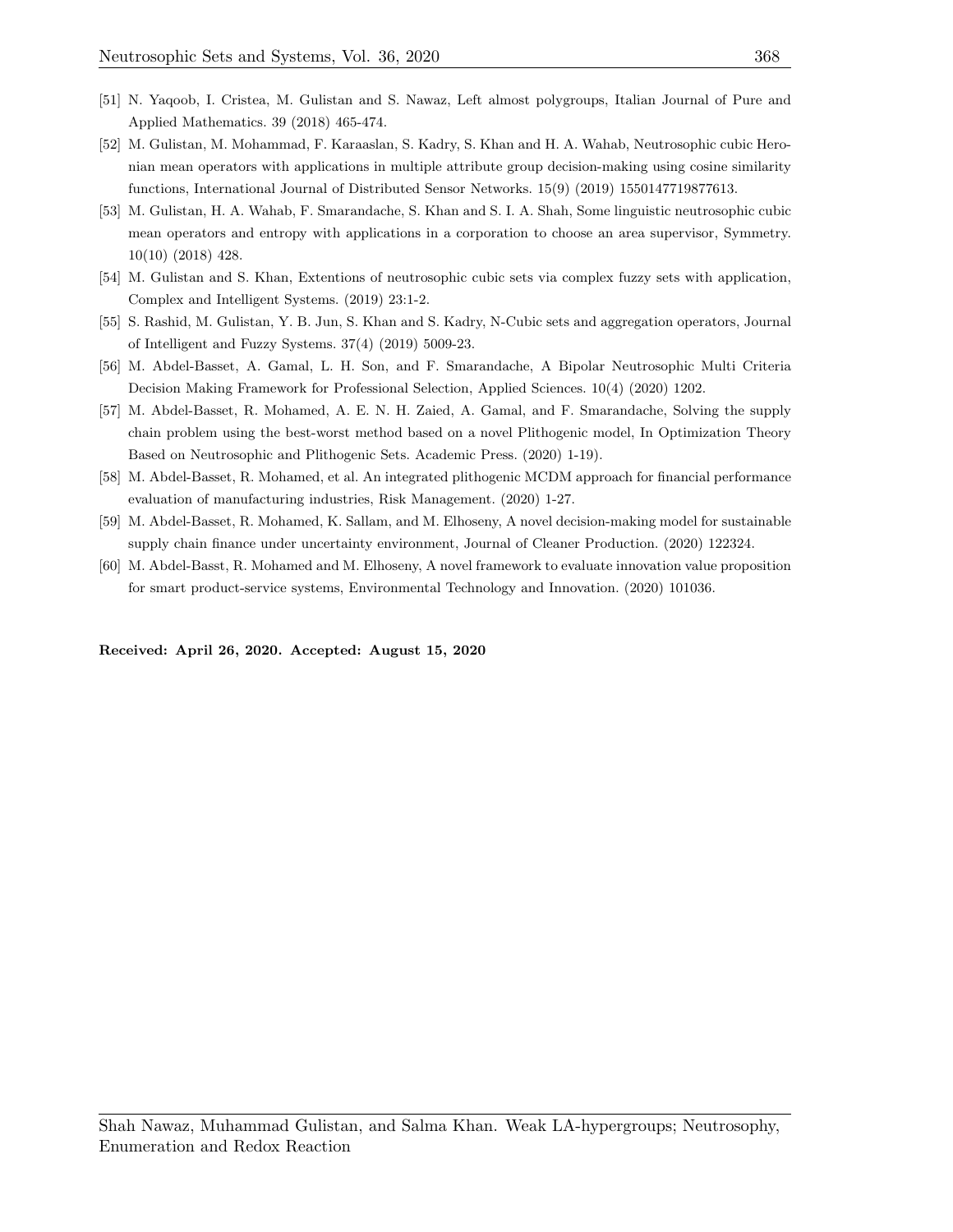[51] N. Yaqoob, I. Cristea, M. Gulistan and S. Nawaz, Left almost polygroups, Italian Journal of Pure and Applied Mathematics. 39 (2018) 465-474.

[52] M. Gulistan, M. Mohammad, F. Karaaslan, S. Kadry, S. Khan and H. A. Wahab, Neutrosophic cubic Heronian mean operators with applications in multiple attribute group decision-making using cosine similarity functions, International Journal of Distributed Sensor Networks. 15(9) (2019) 1550147719877613.

[53] M. Gulistan, H. A. Wahab, F. Smarandache, S. Khan and S. I. A. Shah, Some linguistic neutrosophic cubic mean operators and entropy with applications in a corporation to choose an area supervisor, Symmetry. 10(10) (2018) 428.

[54] M. Gulistan and S. Khan, Extentions of neutrosophic cubic sets via complex fuzzy sets with application, Complex and Intelligent Systems. (2019) 23:1-2.

[55] S. Rashid, M. Gulistan, Y. B. Jun, S. Khan and S. Kadry, N-Cubic sets and aggregation operators, Journal of Intelligent and Fuzzy Systems. 37(4) (2019) 5009-23.

[56] M. Abdel-Basset, A. Gamal, L. H. Son, and F. Smarandache, A Bipolar Neutrosophic Multi Criteria Decision Making Framework for Professional Selection, Applied Sciences. 10(4) (2020) 1202.

[57] M. Abdel-Basset, R. Mohamed, A. E. N. H. Zaied, A. Gamal, and F. Smarandache, Solving the supply chain problem using the best-worst method based on a novel Plithogenic model, In Optimization Theory Based on Neutrosophic and Plithogenic Sets. Academic Press. (2020) 1-19).

[58] M. Abdel-Basset, R. Mohamed, et al. An integrated plithogenic MCDM approach for financial performance evaluation of manufacturing industries, Risk Management. (2020) 1-27.

[59] M. Abdel-Basset, R. Mohamed, K. Sallam, and M. Elhoseny, A novel decision-making model for sustainable supply chain finance under uncertainty environment, Journal of Cleaner Production. (2020) 122324.

[60] M. Abdel-Basst, R. Mohamed and M. Elhoseny, A novel framework to evaluate innovation value proposition for smart product-service systems, Environmental Technology and Innovation. (2020) 101036.

**Received: April 26, 2020. Accepted: August 15, 2020**